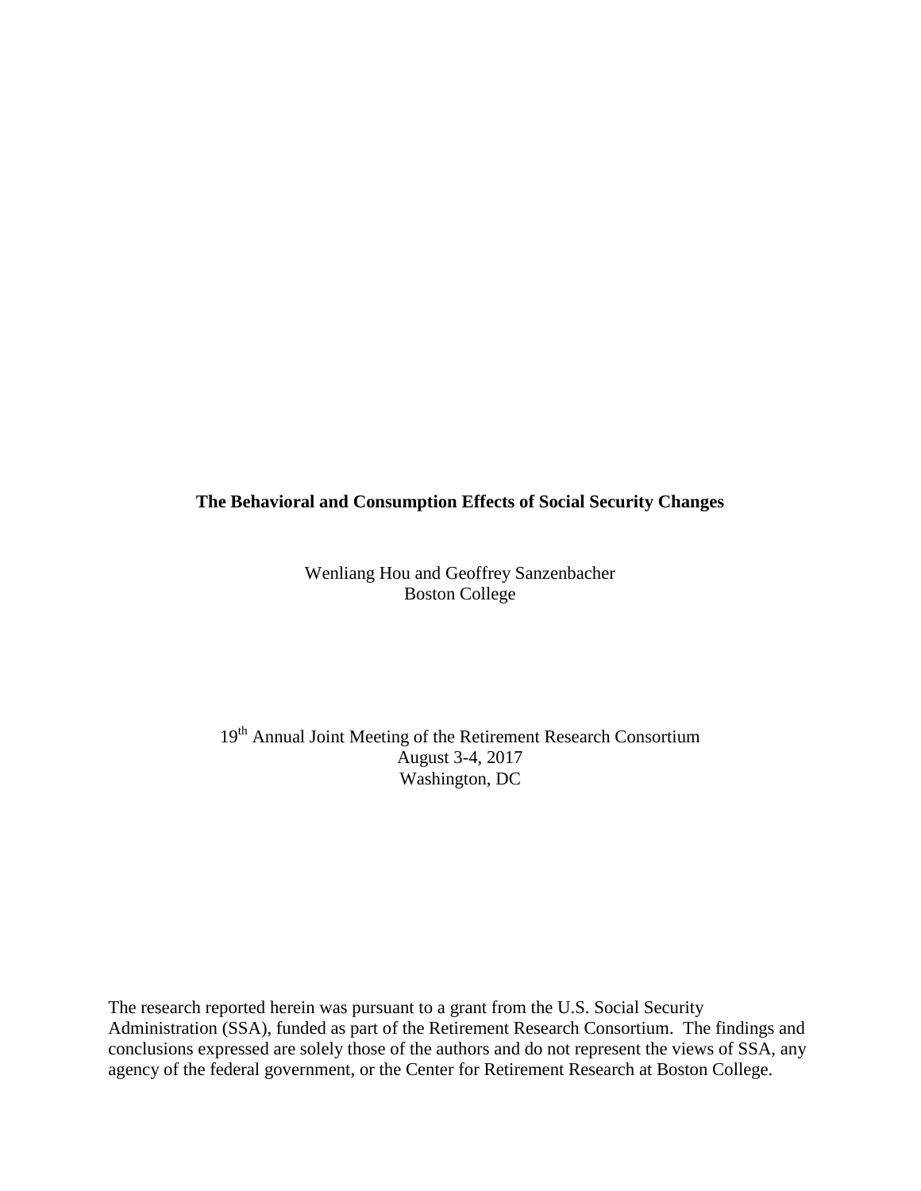**The Behavioral and Consumption Effects of Social Security Changes**

Wenliang Hou and Geoffrey Sanzenbacher
Boston College

19th Annual Joint Meeting of the Retirement Research Consortium
August 3-4, 2017
Washington, DC

The research reported herein was pursuant to a grant from the U.S. Social Security Administration (SSA), funded as part of the Retirement Research Consortium. The findings and conclusions expressed are solely those of the authors and do not represent the views of SSA, any agency of the federal government, or the Center for Retirement Research at Boston College.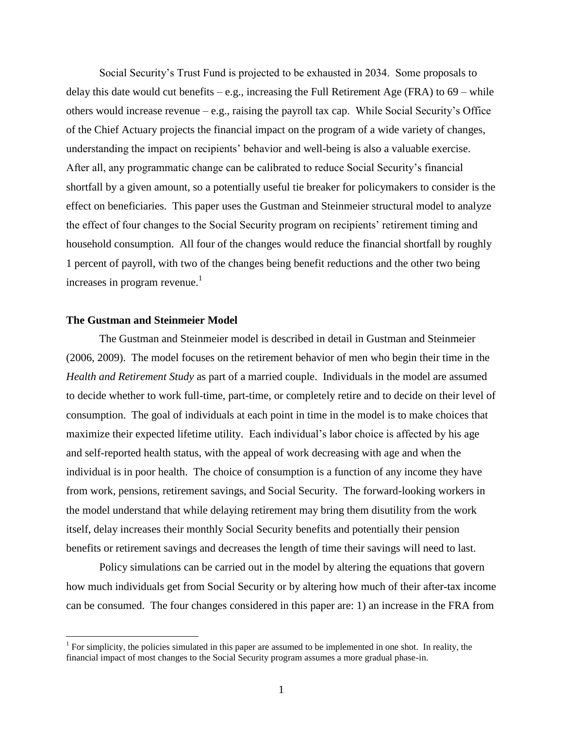Social Security's Trust Fund is projected to be exhausted in 2034. Some proposals to delay this date would cut benefits – e.g., increasing the Full Retirement Age (FRA) to 69 – while others would increase revenue – e.g., raising the payroll tax cap. While Social Security's Office of the Chief Actuary projects the financial impact on the program of a wide variety of changes, understanding the impact on recipients' behavior and well-being is also a valuable exercise. After all, any programmatic change can be calibrated to reduce Social Security's financial shortfall by a given amount, so a potentially useful tie breaker for policymakers to consider is the effect on beneficiaries. This paper uses the Gustman and Steinmeier structural model to analyze the effect of four changes to the Social Security program on recipients' retirement timing and household consumption. All four of the changes would reduce the financial shortfall by roughly 1 percent of payroll, with two of the changes being benefit reductions and the other two being increases in program revenue.[1]

### The Gustman and Steinmeier Model

The Gustman and Steinmeier model is described in detail in Gustman and Steinmeier (2006, 2009). The model focuses on the retirement behavior of men who begin their time in the *Health and Retirement Study* as part of a married couple. Individuals in the model are assumed to decide whether to work full-time, part-time, or completely retire and to decide on their level of consumption. The goal of individuals at each point in time in the model is to make choices that maximize their expected lifetime utility. Each individual's labor choice is affected by his age and self-reported health status, with the appeal of work decreasing with age and when the individual is in poor health. The choice of consumption is a function of any income they have from work, pensions, retirement savings, and Social Security. The forward-looking workers in the model understand that while delaying retirement may bring them disutility from the work itself, delay increases their monthly Social Security benefits and potentially their pension benefits or retirement savings and decreases the length of time their savings will need to last.

Policy simulations can be carried out in the model by altering the equations that govern how much individuals get from Social Security or by altering how much of their after-tax income can be consumed. The four changes considered in this paper are: 1) an increase in the FRA from

[1] For simplicity, the policies simulated in this paper are assumed to be implemented in one shot. In reality, the financial impact of most changes to the Social Security program assumes a more gradual phase-in.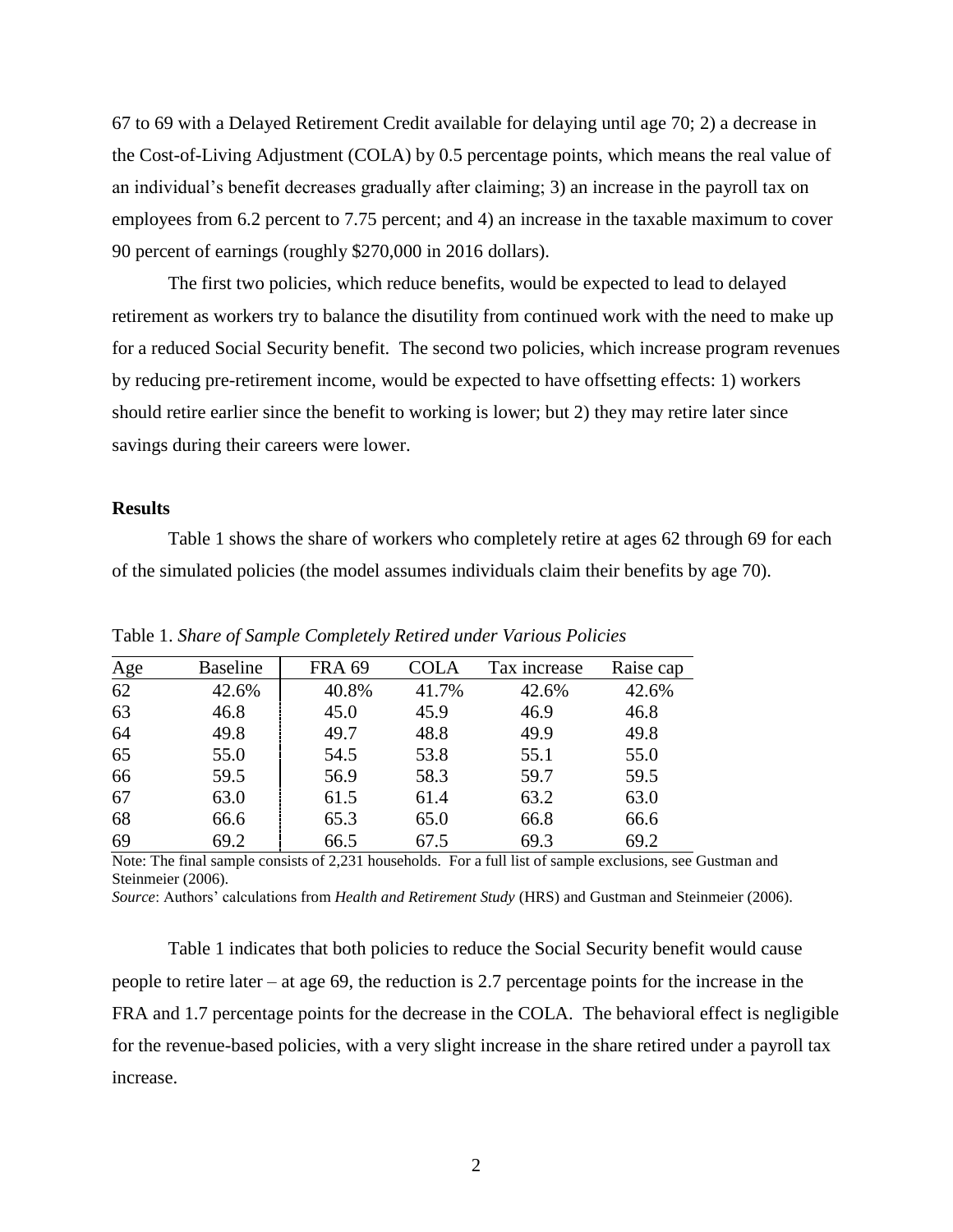67 to 69 with a Delayed Retirement Credit available for delaying until age 70; 2) a decrease in the Cost-of-Living Adjustment (COLA) by 0.5 percentage points, which means the real value of an individual's benefit decreases gradually after claiming; 3) an increase in the payroll tax on employees from 6.2 percent to 7.75 percent; and 4) an increase in the taxable maximum to cover 90 percent of earnings (roughly $270,000 in 2016 dollars).

The first two policies, which reduce benefits, would be expected to lead to delayed retirement as workers try to balance the disutility from continued work with the need to make up for a reduced Social Security benefit. The second two policies, which increase program revenues by reducing pre-retirement income, would be expected to have offsetting effects: 1) workers should retire earlier since the benefit to working is lower; but 2) they may retire later since savings during their careers were lower.

**Results**

Table 1 shows the share of workers who completely retire at ages 62 through 69 for each of the simulated policies (the model assumes individuals claim their benefits by age 70).

Table 1. *Share of Sample Completely Retired under Various Policies*

| Age | Baseline | FRA 69 | COLA | Tax increase | Raise cap |
|---|---|---|---|---|---|
| 62 | 42.6% | 40.8% | 41.7% | 42.6% | 42.6% |
| 63 | 46.8 | 45.0 | 45.9 | 46.9 | 46.8 |
| 64 | 49.8 | 49.7 | 48.8 | 49.9 | 49.8 |
| 65 | 55.0 | 54.5 | 53.8 | 55.1 | 55.0 |
| 66 | 59.5 | 56.9 | 58.3 | 59.7 | 59.5 |
| 67 | 63.0 | 61.5 | 61.4 | 63.2 | 63.0 |
| 68 | 66.6 | 65.3 | 65.0 | 66.8 | 66.6 |
| 69 | 69.2 | 66.5 | 67.5 | 69.3 | 69.2 |

Note: The final sample consists of 2,231 households. For a full list of sample exclusions, see Gustman and Steinmeier (2006).
*Source*: Authors' calculations from *Health and Retirement Study* (HRS) and Gustman and Steinmeier (2006).

Table 1 indicates that both policies to reduce the Social Security benefit would cause people to retire later – at age 69, the reduction is 2.7 percentage points for the increase in the FRA and 1.7 percentage points for the decrease in the COLA. The behavioral effect is negligible for the revenue-based policies, with a very slight increase in the share retired under a payroll tax increase.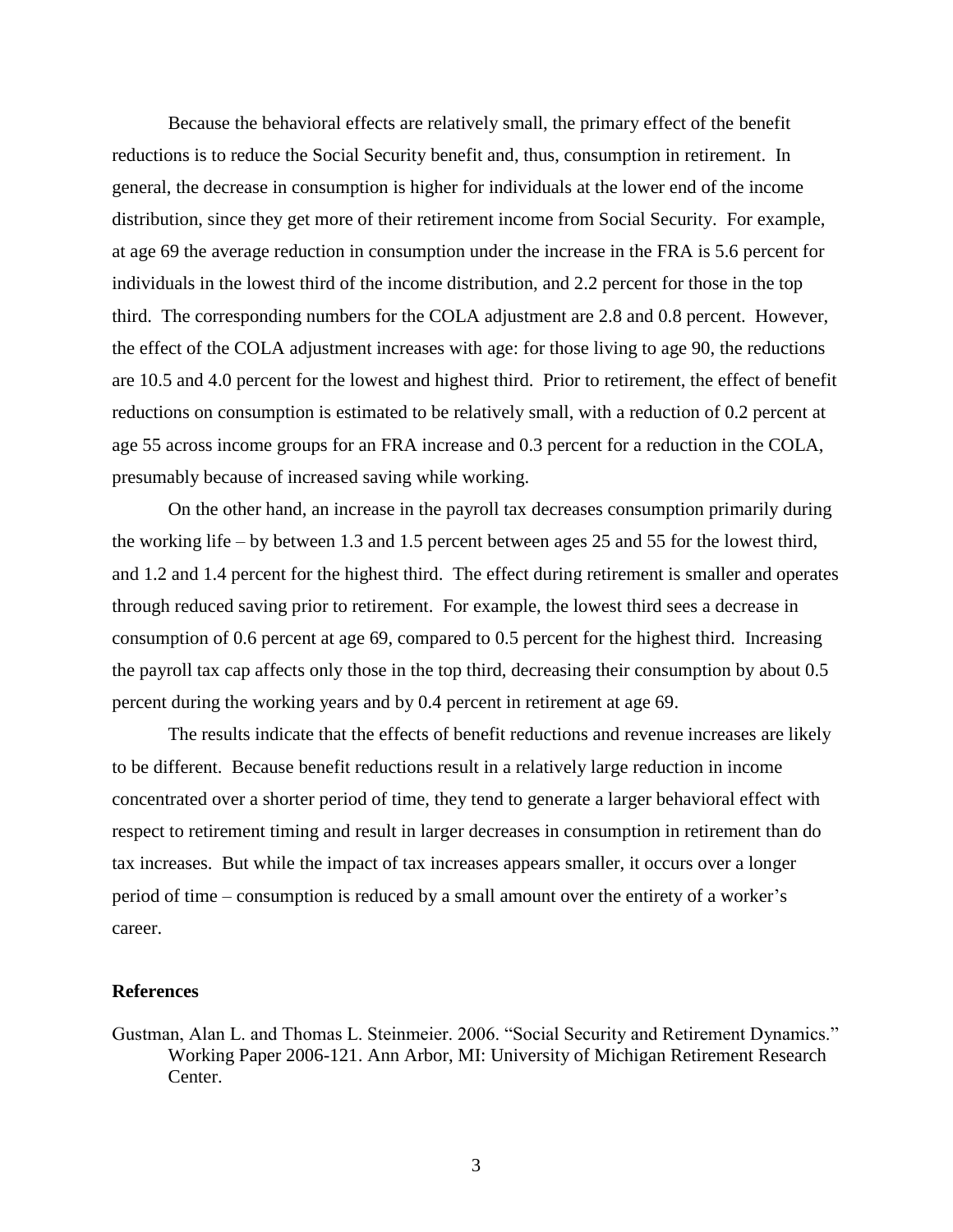Because the behavioral effects are relatively small, the primary effect of the benefit reductions is to reduce the Social Security benefit and, thus, consumption in retirement. In general, the decrease in consumption is higher for individuals at the lower end of the income distribution, since they get more of their retirement income from Social Security. For example, at age 69 the average reduction in consumption under the increase in the FRA is 5.6 percent for individuals in the lowest third of the income distribution, and 2.2 percent for those in the top third. The corresponding numbers for the COLA adjustment are 2.8 and 0.8 percent. However, the effect of the COLA adjustment increases with age: for those living to age 90, the reductions are 10.5 and 4.0 percent for the lowest and highest third. Prior to retirement, the effect of benefit reductions on consumption is estimated to be relatively small, with a reduction of 0.2 percent at age 55 across income groups for an FRA increase and 0.3 percent for a reduction in the COLA, presumably because of increased saving while working.

On the other hand, an increase in the payroll tax decreases consumption primarily during the working life – by between 1.3 and 1.5 percent between ages 25 and 55 for the lowest third, and 1.2 and 1.4 percent for the highest third. The effect during retirement is smaller and operates through reduced saving prior to retirement. For example, the lowest third sees a decrease in consumption of 0.6 percent at age 69, compared to 0.5 percent for the highest third. Increasing the payroll tax cap affects only those in the top third, decreasing their consumption by about 0.5 percent during the working years and by 0.4 percent in retirement at age 69.

The results indicate that the effects of benefit reductions and revenue increases are likely to be different. Because benefit reductions result in a relatively large reduction in income concentrated over a shorter period of time, they tend to generate a larger behavioral effect with respect to retirement timing and result in larger decreases in consumption in retirement than do tax increases. But while the impact of tax increases appears smaller, it occurs over a longer period of time – consumption is reduced by a small amount over the entirety of a worker's career.

**References**

Gustman, Alan L. and Thomas L. Steinmeier. 2006. "Social Security and Retirement Dynamics." Working Paper 2006-121. Ann Arbor, MI: University of Michigan Retirement Research Center.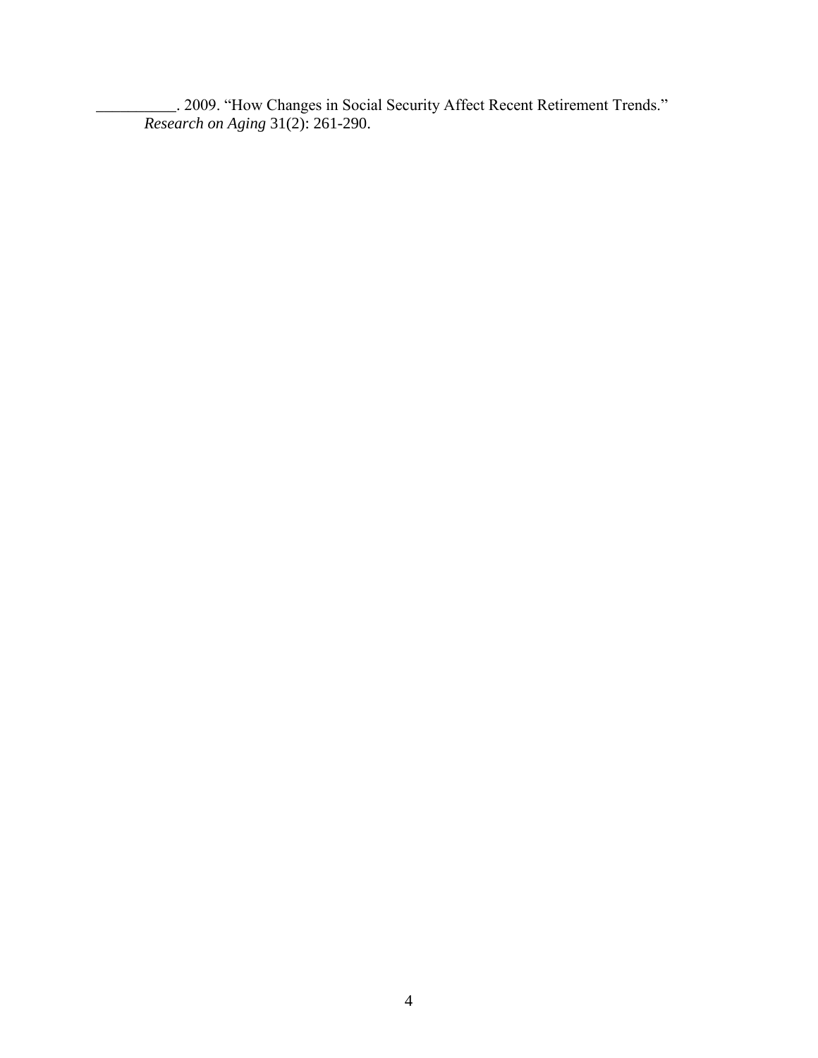__________. 2009. "How Changes in Social Security Affect Recent Retirement Trends." *Research on Aging* 31(2): 261-290.